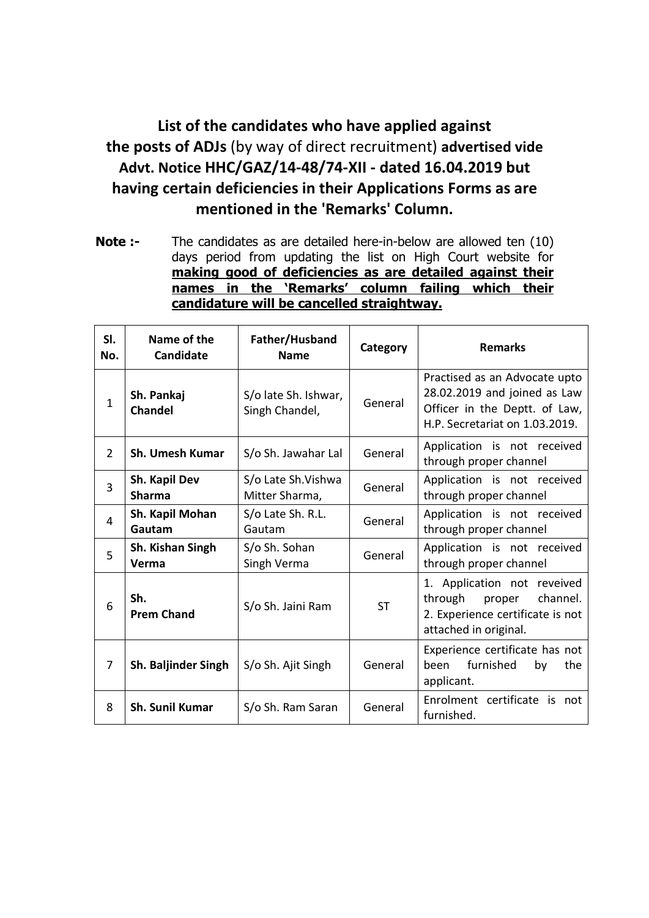# **List of the candidates who have applied against the posts of ADJs** (by way of direct recruitment) **advertised vide Advt. Notice HHC/GAZ/14-48/74-XII - dated 16.04.2019 but having certain deficiencies in their Applications Forms as are mentioned in the 'Remarks' Column.**

**Note :-** The candidates as are detailed here-in-below are allowed ten (10) days period from updating the list on High Court website for **making good of deficiencies as are detailed against their names in the 'Remarks' column failing which their candidature will be cancelled straightway.**

| Sl. No. | Name of the Candidate | Father/Husband Name | Category | Remarks |
|---|---|---|---|---|
| 1 | **Sh. Pankaj Chandel** | S/o late Sh. Ishwar, Singh Chandel, | General | Practised as an Advocate upto 28.02.2019 and joined as Law Officer in the Deptt. of Law, H.P. Secretariat on 1.03.2019. |
| 2 | **Sh. Umesh Kumar** | S/o Sh. Jawahar Lal | General | Application is not received through proper channel |
| 3 | **Sh. Kapil Dev Sharma** | S/o Late Sh.Vishwa Mitter Sharma, | General | Application is not received through proper channel |
| 4 | **Sh. Kapil Mohan Gautam** | S/o Late Sh. R.L. Gautam | General | Application is not received through proper channel |
| 5 | **Sh. Kishan Singh Verma** | S/o Sh. Sohan Singh Verma | General | Application is not received through proper channel |
| 6 | **Sh. Prem Chand** | S/o Sh. Jaini Ram | ST | 1. Application not reveived through proper channel. 2. Experience certificate is not attached in original. |
| 7 | **Sh. Baljinder Singh** | S/o Sh. Ajit Singh | General | Experience certificate has not been furnished by the applicant. |
| 8 | **Sh. Sunil Kumar** | S/o Sh. Ram Saran | General | Enrolment certificate is not furnished. |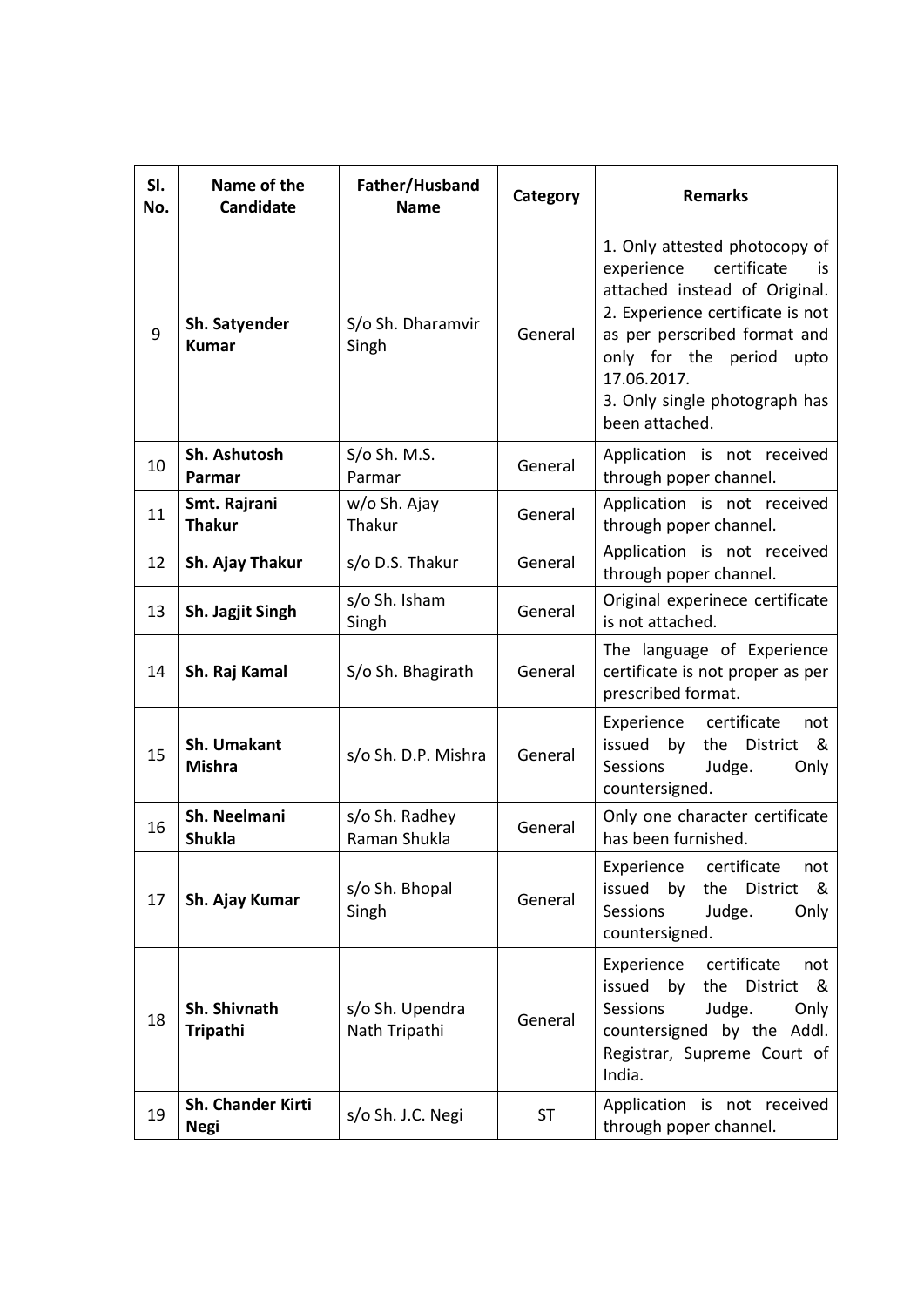| Sl. No. | Name of the Candidate | Father/Husband Name | Category | Remarks |
|---|---|---|---|---|
| 9 | **Sh. Satyender Kumar** | S/o Sh. Dharamvir Singh | General | 1. Only attested photocopy of experience certificate is attached instead of Original.<br>2. Experience certificate is not as per perscribed format and only for the period upto 17.06.2017.<br>3. Only single photograph has been attached. |
| 10 | **Sh. Ashutosh Parmar** | S/o Sh. M.S. Parmar | General | Application is not received through poper channel. |
| 11 | **Smt. Rajrani Thakur** | w/o Sh. Ajay Thakur | General | Application is not received through poper channel. |
| 12 | **Sh. Ajay Thakur** | s/o D.S. Thakur | General | Application is not received through poper channel. |
| 13 | **Sh. Jagjit Singh** | s/o Sh. Isham Singh | General | Original experinece certificate is not attached. |
| 14 | **Sh. Raj Kamal** | S/o Sh. Bhagirath | General | The language of Experience certificate is not proper as per prescribed format. |
| 15 | **Sh. Umakant Mishra** | s/o Sh. D.P. Mishra | General | Experience certificate not issued by the District & Sessions Judge. Only countersigned. |
| 16 | **Sh. Neelmani Shukla** | s/o Sh. Radhey Raman Shukla | General | Only one character certificate has been furnished. |
| 17 | **Sh. Ajay Kumar** | s/o Sh. Bhopal Singh | General | Experience certificate not issued by the District & Sessions Judge. Only countersigned. |
| 18 | **Sh. Shivnath Tripathi** | s/o Sh. Upendra Nath Tripathi | General | Experience certificate not issued by the District & Sessions Judge. Only countersigned by the Addl. Registrar, Supreme Court of India. |
| 19 | **Sh. Chander Kirti Negi** | s/o Sh. J.C. Negi | ST | Application is not received through poper channel. |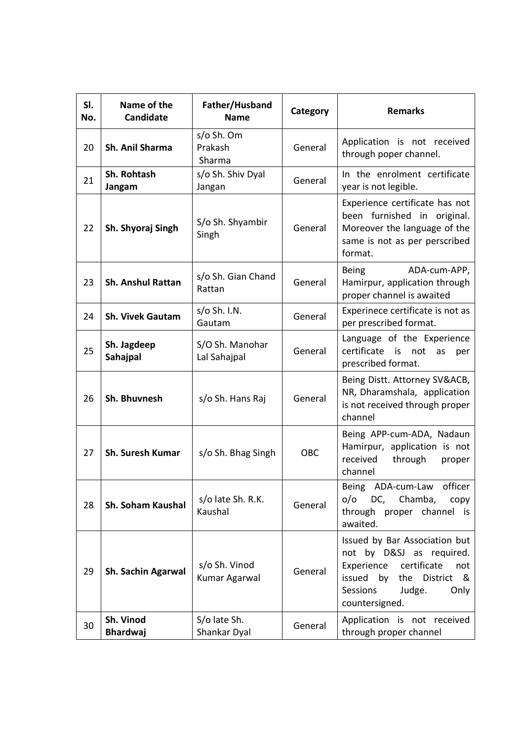| Sl. No. | Name of the Candidate | Father/Husband Name | Category | Remarks |
|---|---|---|---|---|
| 20 | **Sh. Anil Sharma** | s/o Sh. Om Prakash Sharma | General | Application is not received through poper channel. |
| 21 | **Sh. Rohtash Jangam** | s/o Sh. Shiv Dyal Jangan | General | In the enrolment certificate year is not legible. |
| 22 | **Sh. Shyoraj Singh** | S/o Sh. Shyambir Singh | General | Experience certificate has not been furnished in original. Moreover the language of the same is not as per perscribed format. |
| 23 | **Sh. Anshul Rattan** | s/o Sh. Gian Chand Rattan | General | Being ADA-cum-APP, Hamirpur, application through proper channel is awaited |
| 24 | **Sh. Vivek Gautam** | s/o Sh. I.N. Gautam | General | Experinece certificate is not as per prescribed format. |
| 25 | **Sh. Jagdeep Sahajpal** | S/O Sh. Manohar Lal Sahajpal | General | Language of the Experience certificate is not as per prescribed format. |
| 26 | **Sh. Bhuvnesh** | s/o Sh. Hans Raj | General | Being Distt. Attorney SV&ACB, NR, Dharamshala, application is not received through proper channel |
| 27 | **Sh. Suresh Kumar** | s/o Sh. Bhag Singh | OBC | Being APP-cum-ADA, Nadaun Hamirpur, application is not received through proper channel |
| 28 | **Sh. Soham Kaushal** | s/o late Sh. R.K. Kaushal | General | Being ADA-cum-Law officer o/o DC, Chamba, copy through proper channel is awaited. |
| 29 | **Sh. Sachin Agarwal** | s/o Sh. Vinod Kumar Agarwal | General | Issued by Bar Association but not by D&SJ as required. Experience certificate not issued by the District & Sessions Judge. Only countersigned. |
| 30 | **Sh. Vinod Bhardwaj** | S/o late Sh. Shankar Dyal | General | Application is not received through proper channel |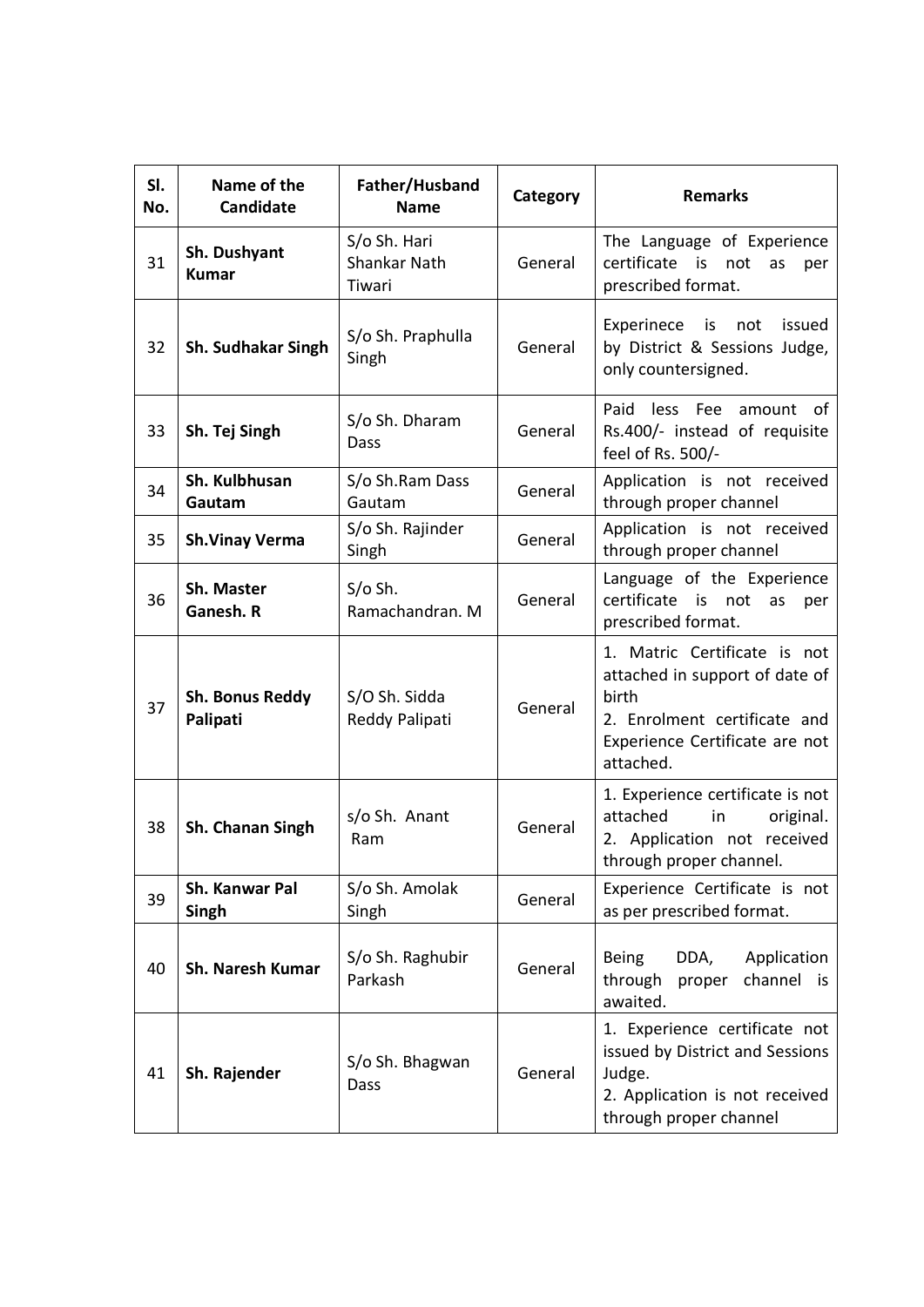| Sl. No. | Name of the Candidate | Father/Husband Name | Category | Remarks |
|---|---|---|---|---|
| 31 | **Sh. Dushyant Kumar** | S/o Sh. Hari Shankar Nath Tiwari | General | The Language of Experience certificate is not as per prescribed format. |
| 32 | **Sh. Sudhakar Singh** | S/o Sh. Praphulla Singh | General | Experinece is not issued by District & Sessions Judge, only countersigned. |
| 33 | **Sh. Tej Singh** | S/o Sh. Dharam Dass | General | Paid less Fee amount of Rs.400/- instead of requisite feel of Rs. 500/- |
| 34 | **Sh. Kulbhusan Gautam** | S/o Sh.Ram Dass Gautam | General | Application is not received through proper channel |
| 35 | **Sh.Vinay Verma** | S/o Sh. Rajinder Singh | General | Application is not received through proper channel |
| 36 | **Sh. Master Ganesh. R** | S/o Sh. Ramachandran. M | General | Language of the Experience certificate is not as per prescribed format. |
| 37 | **Sh. Bonus Reddy Palipati** | S/O Sh. Sidda Reddy Palipati | General | 1. Matric Certificate is not attached in support of date of birth<br>2. Enrolment certificate and Experience Certificate are not attached. |
| 38 | **Sh. Chanan Singh** | s/o Sh. Anant Ram | General | 1. Experience certificate is not attached in original.<br>2. Application not received through proper channel. |
| 39 | **Sh. Kanwar Pal Singh** | S/o Sh. Amolak Singh | General | Experience Certificate is not as per prescribed format. |
| 40 | **Sh. Naresh Kumar** | S/o Sh. Raghubir Parkash | General | Being DDA, Application through proper channel is awaited. |
| 41 | **Sh. Rajender** | S/o Sh. Bhagwan Dass | General | 1. Experience certificate not issued by District and Sessions Judge.<br>2. Application is not received through proper channel |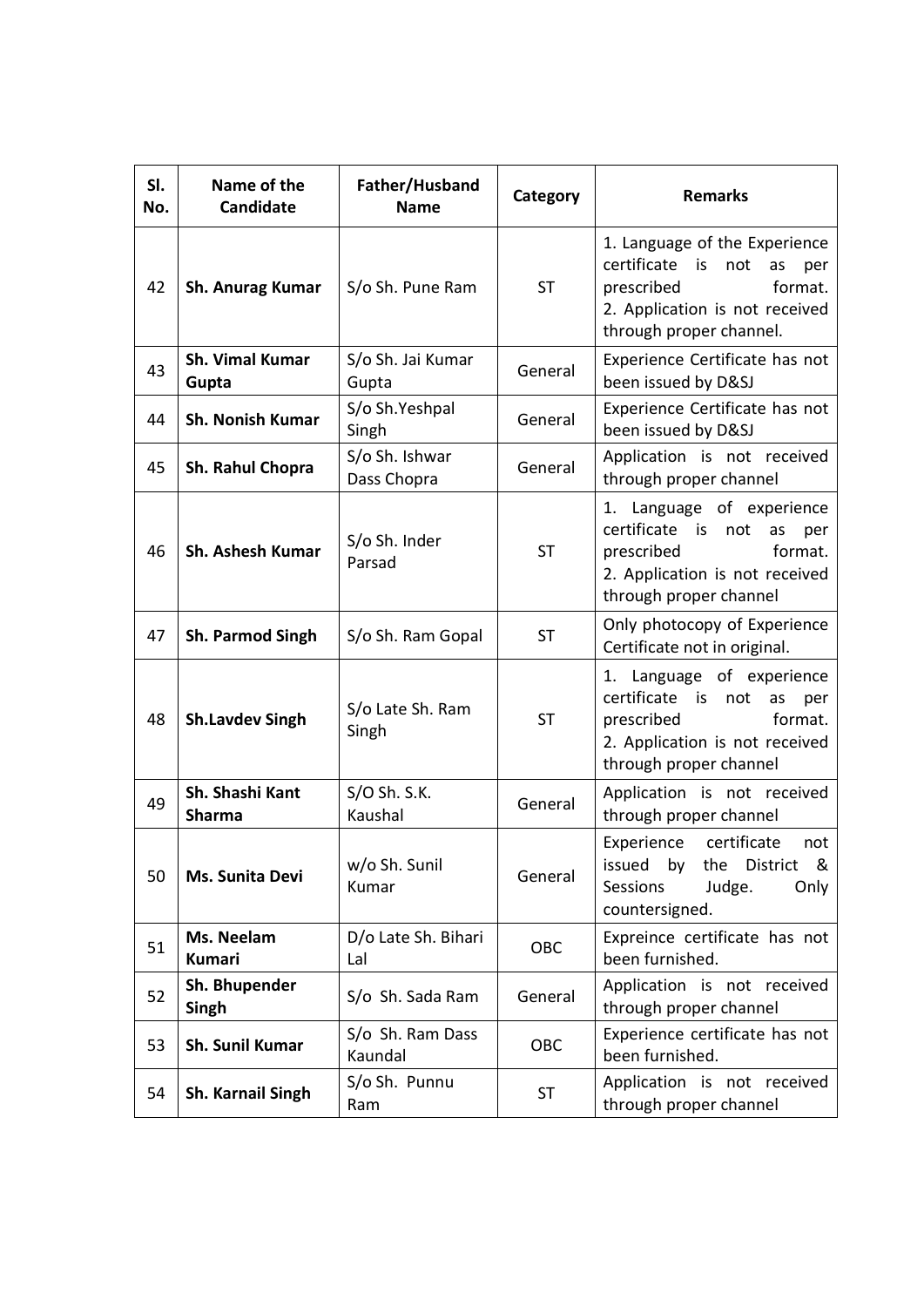| Sl. No. | Name of the Candidate | Father/Husband Name | Category | Remarks |
|---|---|---|---|---|
| 42 | **Sh. Anurag Kumar** | S/o Sh. Pune Ram | ST | 1. Language of the Experience certificate is not as per prescribed format. 2. Application is not received through proper channel. |
| 43 | **Sh. Vimal Kumar Gupta** | S/o Sh. Jai Kumar Gupta | General | Experience Certificate has not been issued by D&SJ |
| 44 | **Sh. Nonish Kumar** | S/o Sh.Yeshpal Singh | General | Experience Certificate has not been issued by D&SJ |
| 45 | **Sh. Rahul Chopra** | S/o Sh. Ishwar Dass Chopra | General | Application is not received through proper channel |
| 46 | **Sh. Ashesh Kumar** | S/o Sh. Inder Parsad | ST | 1. Language of experience certificate is not as per prescribed format. 2. Application is not received through proper channel |
| 47 | **Sh. Parmod Singh** | S/o Sh. Ram Gopal | ST | Only photocopy of Experience Certificate not in original. |
| 48 | **Sh.Lavdev Singh** | S/o Late Sh. Ram Singh | ST | 1. Language of experience certificate is not as per prescribed format. 2. Application is not received through proper channel |
| 49 | **Sh. Shashi Kant Sharma** | S/O Sh. S.K. Kaushal | General | Application is not received through proper channel |
| 50 | **Ms. Sunita Devi** | w/o Sh. Sunil Kumar | General | Experience certificate not issued by the District & Sessions Judge. Only countersigned. |
| 51 | **Ms. Neelam Kumari** | D/o Late Sh. Bihari Lal | OBC | Expreince certificate has not been furnished. |
| 52 | **Sh. Bhupender Singh** | S/o Sh. Sada Ram | General | Application is not received through proper channel |
| 53 | **Sh. Sunil Kumar** | S/o Sh. Ram Dass Kaundal | OBC | Experience certificate has not been furnished. |
| 54 | **Sh. Karnail Singh** | S/o Sh. Punnu Ram | ST | Application is not received through proper channel |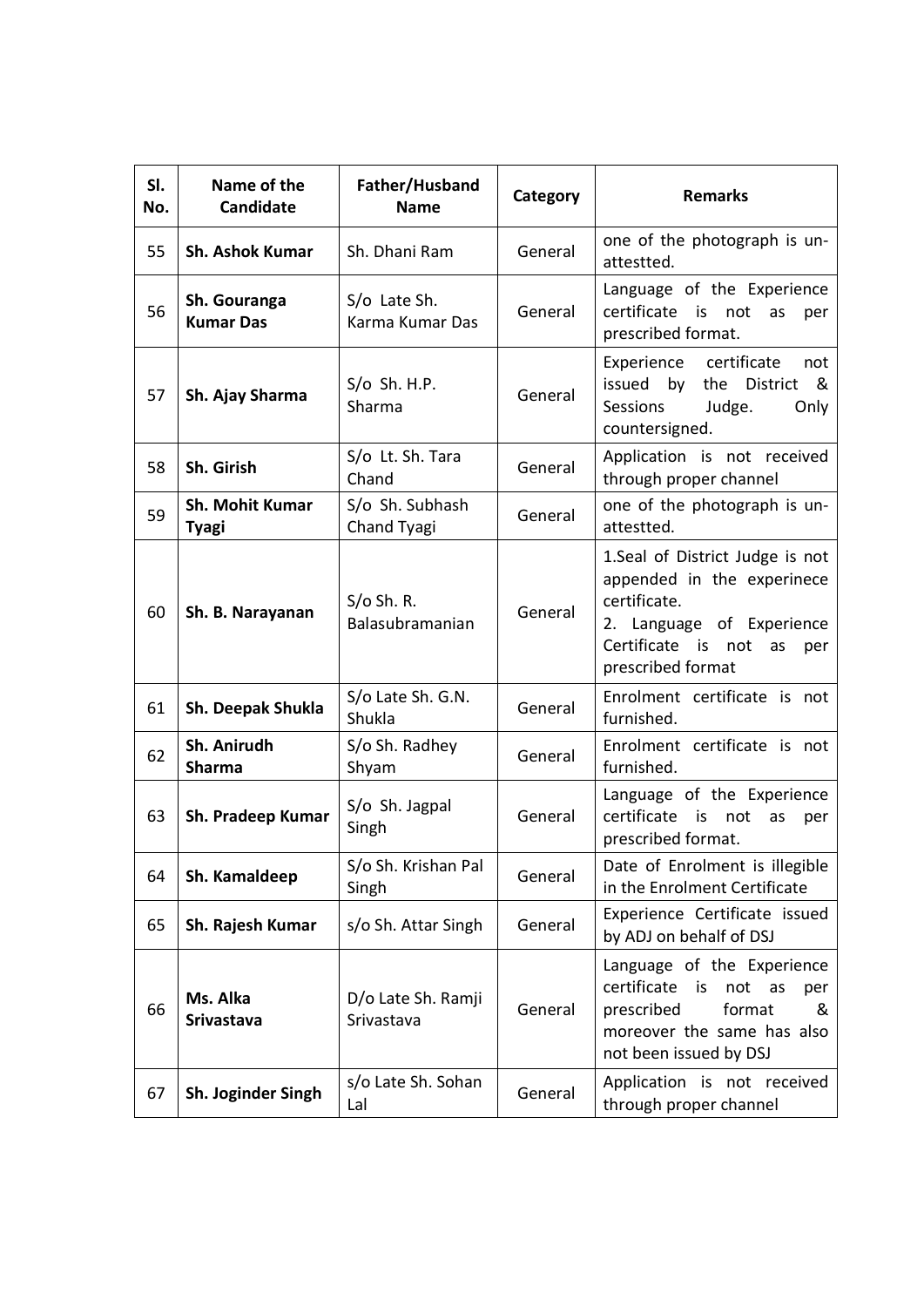| Sl. No. | Name of the Candidate | Father/Husband Name | Category | Remarks |
|---|---|---|---|---|
| 55 | **Sh. Ashok Kumar** | Sh. Dhani Ram | General | one of the photograph is un-attestted. |
| 56 | **Sh. Gouranga Kumar Das** | S/o Late Sh. Karma Kumar Das | General | Language of the Experience certificate is not as per prescribed format. |
| 57 | **Sh. Ajay Sharma** | S/o Sh. H.P. Sharma | General | Experience certificate not issued by the District & Sessions Judge. Only countersigned. |
| 58 | **Sh. Girish** | S/o Lt. Sh. Tara Chand | General | Application is not received through proper channel |
| 59 | **Sh. Mohit Kumar Tyagi** | S/o Sh. Subhash Chand Tyagi | General | one of the photograph is un-attestted. |
| 60 | **Sh. B. Narayanan** | S/o Sh. R. Balasubramanian | General | 1.Seal of District Judge is not appended in the experinece certificate. 2. Language of Experience Certificate is not as per prescribed format |
| 61 | **Sh. Deepak Shukla** | S/o Late Sh. G.N. Shukla | General | Enrolment certificate is not furnished. |
| 62 | **Sh. Anirudh Sharma** | S/o Sh. Radhey Shyam | General | Enrolment certificate is not furnished. |
| 63 | **Sh. Pradeep Kumar** | S/o Sh. Jagpal Singh | General | Language of the Experience certificate is not as per prescribed format. |
| 64 | **Sh. Kamaldeep** | S/o Sh. Krishan Pal Singh | General | Date of Enrolment is illegible in the Enrolment Certificate |
| 65 | **Sh. Rajesh Kumar** | s/o Sh. Attar Singh | General | Experience Certificate issued by ADJ on behalf of DSJ |
| 66 | **Ms. Alka Srivastava** | D/o Late Sh. Ramji Srivastava | General | Language of the Experience certificate is not as per prescribed format & moreover the same has also not been issued by DSJ |
| 67 | **Sh. Joginder Singh** | s/o Late Sh. Sohan Lal | General | Application is not received through proper channel |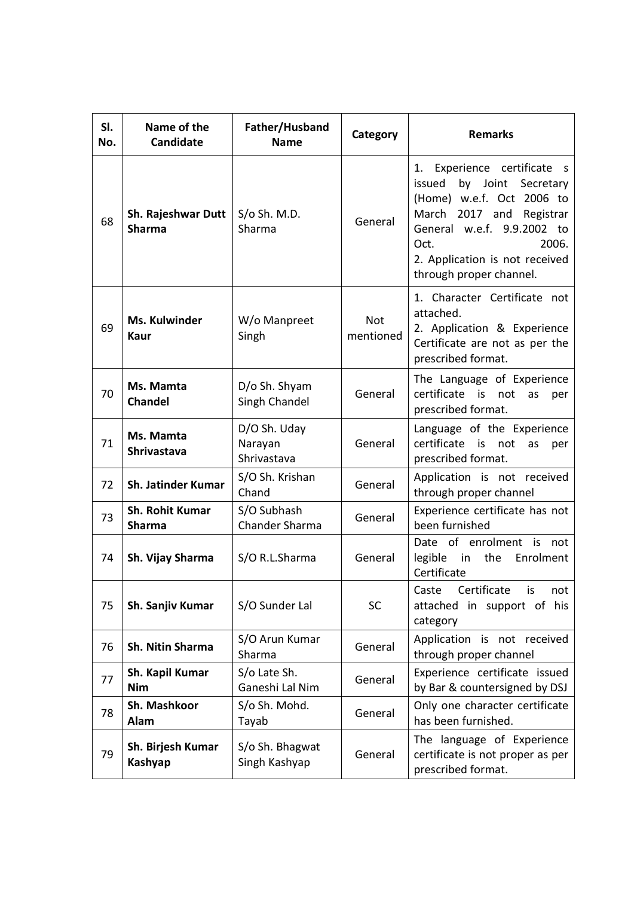| Sl. No. | Name of the Candidate | Father/Husband Name | Category | Remarks |
|---|---|---|---|---|
| 68 | **Sh. Rajeshwar Dutt Sharma** | S/o Sh. M.D. Sharma | General | 1. Experience certificate s issued by Joint Secretary (Home) w.e.f. Oct 2006 to March 2017 and Registrar General w.e.f. 9.9.2002 to Oct. 2006.<br>2. Application is not received through proper channel. |
| 69 | **Ms. Kulwinder Kaur** | W/o Manpreet Singh | Not mentioned | 1. Character Certificate not attached.<br>2. Application & Experience Certificate are not as per the prescribed format. |
| 70 | **Ms. Mamta Chandel** | D/o Sh. Shyam Singh Chandel | General | The Language of Experience certificate is not as per prescribed format. |
| 71 | **Ms. Mamta Shrivastava** | D/O Sh. Uday Narayan Shrivastava | General | Language of the Experience certificate is not as per prescribed format. |
| 72 | **Sh. Jatinder Kumar** | S/O Sh. Krishan Chand | General | Application is not received through proper channel |
| 73 | **Sh. Rohit Kumar Sharma** | S/O Subhash Chander Sharma | General | Experience certificate has not been furnished |
| 74 | **Sh. Vijay Sharma** | S/O R.L.Sharma | General | Date of enrolment is not legible in the Enrolment Certificate |
| 75 | **Sh. Sanjiv Kumar** | S/O Sunder Lal | SC | Caste Certificate is not attached in support of his category |
| 76 | **Sh. Nitin Sharma** | S/O Arun Kumar Sharma | General | Application is not received through proper channel |
| 77 | **Sh. Kapil Kumar Nim** | S/o Late Sh. Ganeshi Lal Nim | General | Experience certificate issued by Bar & countersigned by DSJ |
| 78 | **Sh. Mashkoor Alam** | S/o Sh. Mohd. Tayab | General | Only one character certificate has been furnished. |
| 79 | **Sh. Birjesh Kumar Kashyap** | S/o Sh. Bhagwat Singh Kashyap | General | The language of Experience certificate is not proper as per prescribed format. |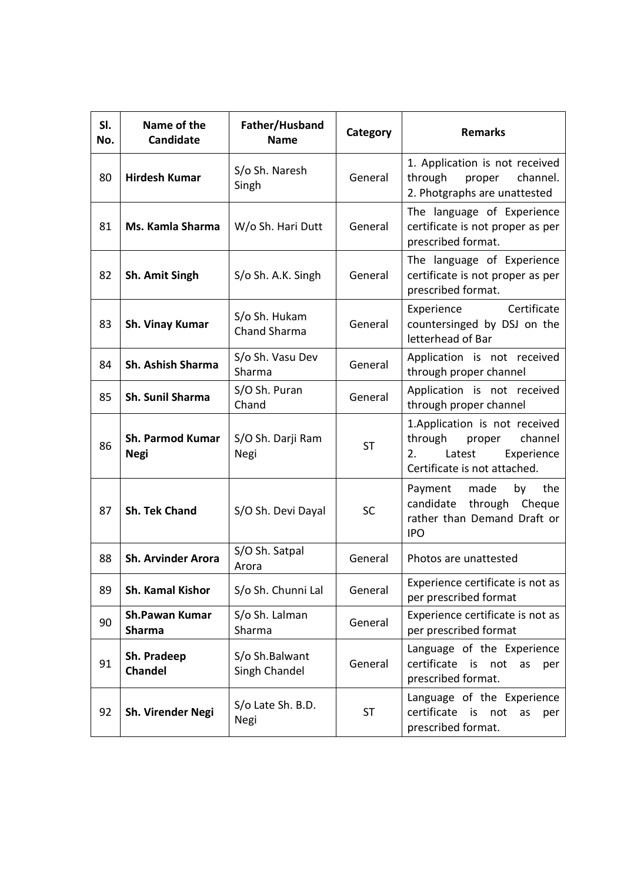| Sl. No. | Name of the Candidate | Father/Husband Name | Category | Remarks |
|---|---|---|---|---|
| 80 | **Hirdesh Kumar** | S/o Sh. Naresh Singh | General | 1. Application is not received through proper channel. 2. Photgraphs are unattested |
| 81 | **Ms. Kamla Sharma** | W/o Sh. Hari Dutt | General | The language of Experience certificate is not proper as per prescribed format. |
| 82 | **Sh. Amit Singh** | S/o Sh. A.K. Singh | General | The language of Experience certificate is not proper as per prescribed format. |
| 83 | **Sh. Vinay Kumar** | S/o Sh. Hukam Chand Sharma | General | Experience Certificate countersinged by DSJ on the letterhead of Bar |
| 84 | **Sh. Ashish Sharma** | S/o Sh. Vasu Dev Sharma | General | Application is not received through proper channel |
| 85 | **Sh. Sunil Sharma** | S/O Sh. Puran Chand | General | Application is not received through proper channel |
| 86 | **Sh. Parmod Kumar Negi** | S/O Sh. Darji Ram Negi | ST | 1.Application is not received through proper channel 2. Latest Experience Certificate is not attached. |
| 87 | **Sh. Tek Chand** | S/O Sh. Devi Dayal | SC | Payment made by the candidate through Cheque rather than Demand Draft or IPO |
| 88 | **Sh. Arvinder Arora** | S/O Sh. Satpal Arora | General | Photos are unattested |
| 89 | **Sh. Kamal Kishor** | S/o Sh. Chunni Lal | General | Experience certificate is not as per prescribed format |
| 90 | **Sh.Pawan Kumar Sharma** | S/o Sh. Lalman Sharma | General | Experience certificate is not as per prescribed format |
| 91 | **Sh. Pradeep Chandel** | S/o Sh.Balwant Singh Chandel | General | Language of the Experience certificate is not as per prescribed format. |
| 92 | **Sh. Virender Negi** | S/o Late Sh. B.D. Negi | ST | Language of the Experience certificate is not as per prescribed format. |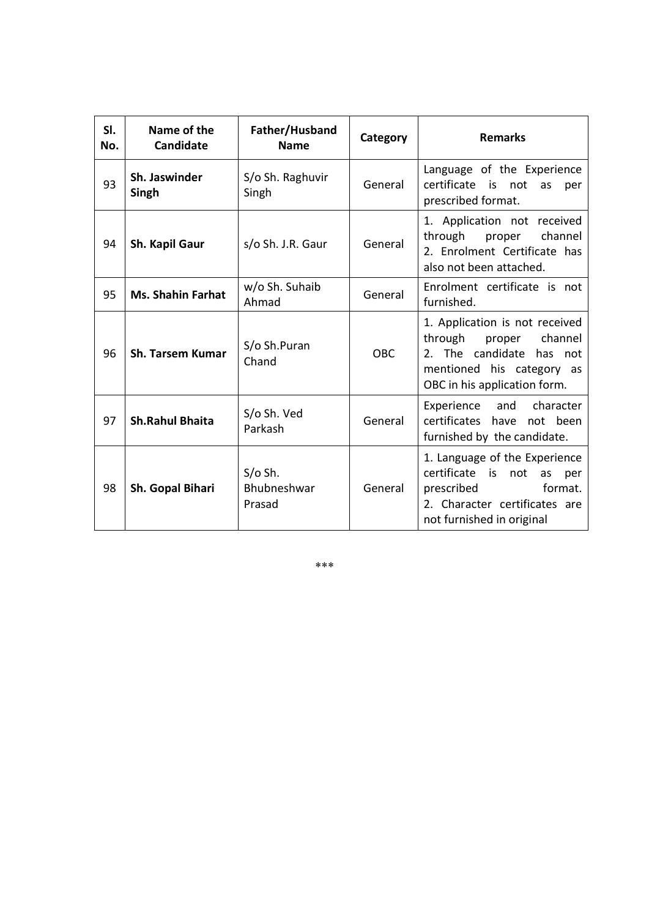| Sl. No. | Name of the Candidate | Father/Husband Name | Category | Remarks |
|---|---|---|---|---|
| 93 | **Sh. Jaswinder Singh** | S/o Sh. Raghuvir Singh | General | Language of the Experience certificate is not as per prescribed format. |
| 94 | **Sh. Kapil Gaur** | s/o Sh. J.R. Gaur | General | 1. Application not received through proper channel 2. Enrolment Certificate has also not been attached. |
| 95 | **Ms. Shahin Farhat** | w/o Sh. Suhaib Ahmad | General | Enrolment certificate is not furnished. |
| 96 | **Sh. Tarsem Kumar** | S/o Sh.Puran Chand | OBC | 1. Application is not received through proper channel 2. The candidate has not mentioned his category as OBC in his application form. |
| 97 | **Sh.Rahul Bhaita** | S/o Sh. Ved Parkash | General | Experience and character certificates have not been furnished by the candidate. |
| 98 | **Sh. Gopal Bihari** | S/o Sh. Bhubneshwar Prasad | General | 1. Language of the Experience certificate is not as per prescribed format. 2. Character certificates are not furnished in original |

***